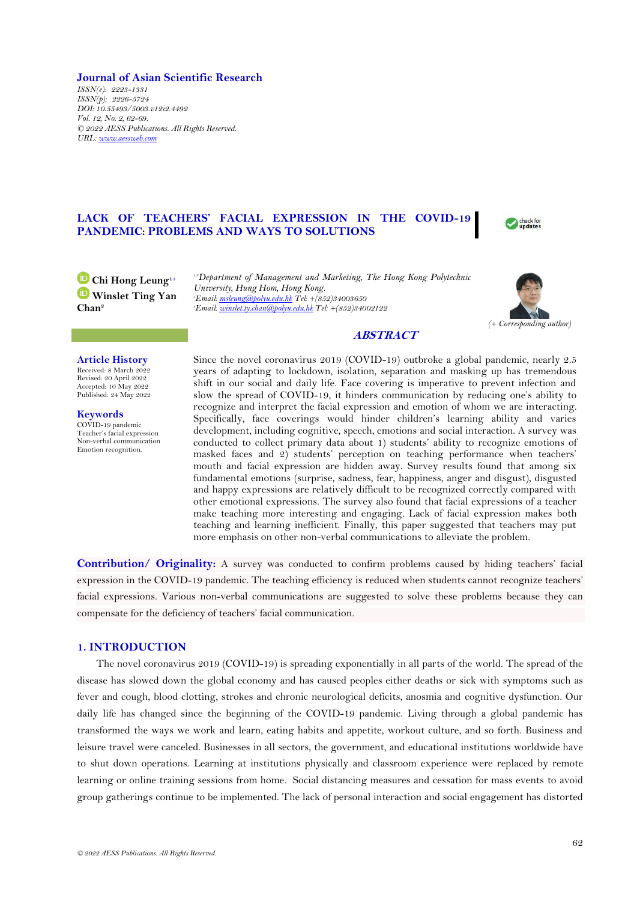**Journal of Asian Scientific Research**
*ISSN(e): 2223-1331*
*ISSN(p): 2226-5724*
*DOI: 10.55493/5003.v12i2.4492*
*Vol. 12, No. 2, 62-69.*
*© 2022 AESS Publications. All Rights Reserved.*
*URL: www.aessweb.com*

# LACK OF TEACHERS' FACIAL EXPRESSION IN THE COVID-19 PANDEMIC: PROBLEMS AND WAYS TO SOLUTIONS

**Chi Hong Leung**[1+]
**Winslet Ting Yan Chan**[2]

[1,2]*Department of Management and Marketing, The Hong Kong Polytechnic University, Hung Hom, Hong Kong.*
[1]*Email: msleung@polyu.edu.hk Tel: +(852)34003650*
[2]*Email: winslet.ty.chan@polyu.edu.hk Tel: +(852)34002122*

*(+ Corresponding author)*

**Article History**
Received: 8 March 2022
Revised: 20 April 2022
Accepted: 10 May 2022
Published: 24 May 2022

**Keywords**
COVID-19 pandemic
Teacher's facial expression
Non-verbal communication
Emotion recognition.

## ABSTRACT

Since the novel coronavirus 2019 (COVID-19) outbroke a global pandemic, nearly 2.5 years of adapting to lockdown, isolation, separation and masking up has tremendous shift in our social and daily life. Face covering is imperative to prevent infection and slow the spread of COVID-19, it hinders communication by reducing one's ability to recognize and interpret the facial expression and emotion of whom we are interacting. Specifically, face coverings would hinder children's learning ability and varies development, including cognitive, speech, emotions and social interaction. A survey was conducted to collect primary data about 1) students' ability to recognize emotions of masked faces and 2) students' perception on teaching performance when teachers' mouth and facial expression are hidden away. Survey results found that among six fundamental emotions (surprise, sadness, fear, happiness, anger and disgust), disgusted and happy expressions are relatively difficult to be recognized correctly compared with other emotional expressions. The survey also found that facial expressions of a teacher make teaching more interesting and engaging. Lack of facial expression makes both teaching and learning inefficient. Finally, this paper suggested that teachers may put more emphasis on other non-verbal communications to alleviate the problem.

**Contribution/ Originality:** A survey was conducted to confirm problems caused by hiding teachers' facial expression in the COVID-19 pandemic. The teaching efficiency is reduced when students cannot recognize teachers' facial expressions. Various non-verbal communications are suggested to solve these problems because they can compensate for the deficiency of teachers' facial communication.

## 1. INTRODUCTION

The novel coronavirus 2019 (COVID-19) is spreading exponentially in all parts of the world. The spread of the disease has slowed down the global economy and has caused peoples either deaths or sick with symptoms such as fever and cough, blood clotting, strokes and chronic neurological deficits, anosmia and cognitive dysfunction. Our daily life has changed since the beginning of the COVID-19 pandemic. Living through a global pandemic has transformed the ways we work and learn, eating habits and appetite, workout culture, and so forth. Business and leisure travel were canceled. Businesses in all sectors, the government, and educational institutions worldwide have to shut down operations. Learning at institutions physically and classroom experience were replaced by remote learning or online training sessions from home. Social distancing measures and cessation for mass events to avoid group gatherings continue to be implemented. The lack of personal interaction and social engagement has distorted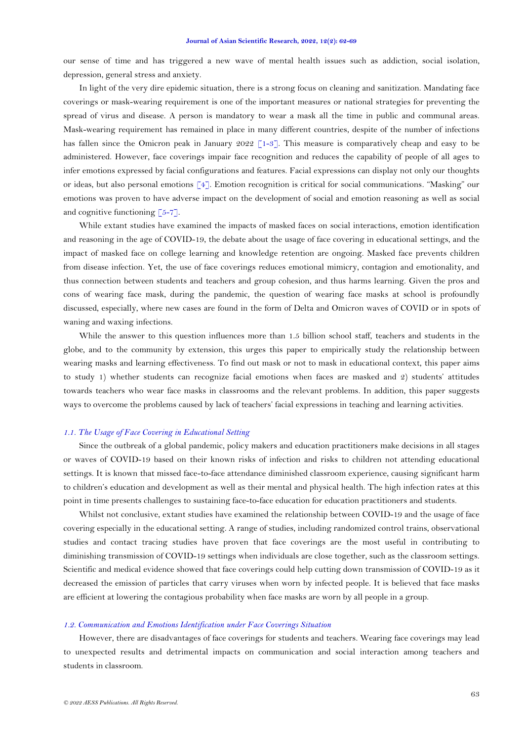our sense of time and has triggered a new wave of mental health issues such as addiction, social isolation, depression, general stress and anxiety.

In light of the very dire epidemic situation, there is a strong focus on cleaning and sanitization. Mandating face coverings or mask-wearing requirement is one of the important measures or national strategies for preventing the spread of virus and disease. A person is mandatory to wear a mask all the time in public and communal areas. Mask-wearing requirement has remained in place in many different countries, despite of the number of infections has fallen since the Omicron peak in January 2022 [1-3]. This measure is comparatively cheap and easy to be administered. However, face coverings impair face recognition and reduces the capability of people of all ages to infer emotions expressed by facial configurations and features. Facial expressions can display not only our thoughts or ideas, but also personal emotions [4]. Emotion recognition is critical for social communications. "Masking" our emotions was proven to have adverse impact on the development of social and emotion reasoning as well as social and cognitive functioning [5-7].

While extant studies have examined the impacts of masked faces on social interactions, emotion identification and reasoning in the age of COVID-19, the debate about the usage of face covering in educational settings, and the impact of masked face on college learning and knowledge retention are ongoing. Masked face prevents children from disease infection. Yet, the use of face coverings reduces emotional mimicry, contagion and emotionality, and thus connection between students and teachers and group cohesion, and thus harms learning. Given the pros and cons of wearing face mask, during the pandemic, the question of wearing face masks at school is profoundly discussed, especially, where new cases are found in the form of Delta and Omicron waves of COVID or in spots of waning and waxing infections.

While the answer to this question influences more than 1.5 billion school staff, teachers and students in the globe, and to the community by extension, this urges this paper to empirically study the relationship between wearing masks and learning effectiveness. To find out mask or not to mask in educational context, this paper aims to study 1) whether students can recognize facial emotions when faces are masked and 2) students' attitudes towards teachers who wear face masks in classrooms and the relevant problems. In addition, this paper suggests ways to overcome the problems caused by lack of teachers' facial expressions in teaching and learning activities.

### *1.1. The Usage of Face Covering in Educational Setting*

Since the outbreak of a global pandemic, policy makers and education practitioners make decisions in all stages or waves of COVID-19 based on their known risks of infection and risks to children not attending educational settings. It is known that missed face-to-face attendance diminished classroom experience, causing significant harm to children's education and development as well as their mental and physical health. The high infection rates at this point in time presents challenges to sustaining face-to-face education for education practitioners and students.

Whilst not conclusive, extant studies have examined the relationship between COVID-19 and the usage of face covering especially in the educational setting. A range of studies, including randomized control trains, observational studies and contact tracing studies have proven that face coverings are the most useful in contributing to diminishing transmission of COVID-19 settings when individuals are close together, such as the classroom settings. Scientific and medical evidence showed that face coverings could help cutting down transmission of COVID-19 as it decreased the emission of particles that carry viruses when worn by infected people. It is believed that face masks are efficient at lowering the contagious probability when face masks are worn by all people in a group.

### *1.2. Communication and Emotions Identification under Face Coverings Situation*

However, there are disadvantages of face coverings for students and teachers. Wearing face coverings may lead to unexpected results and detrimental impacts on communication and social interaction among teachers and students in classroom.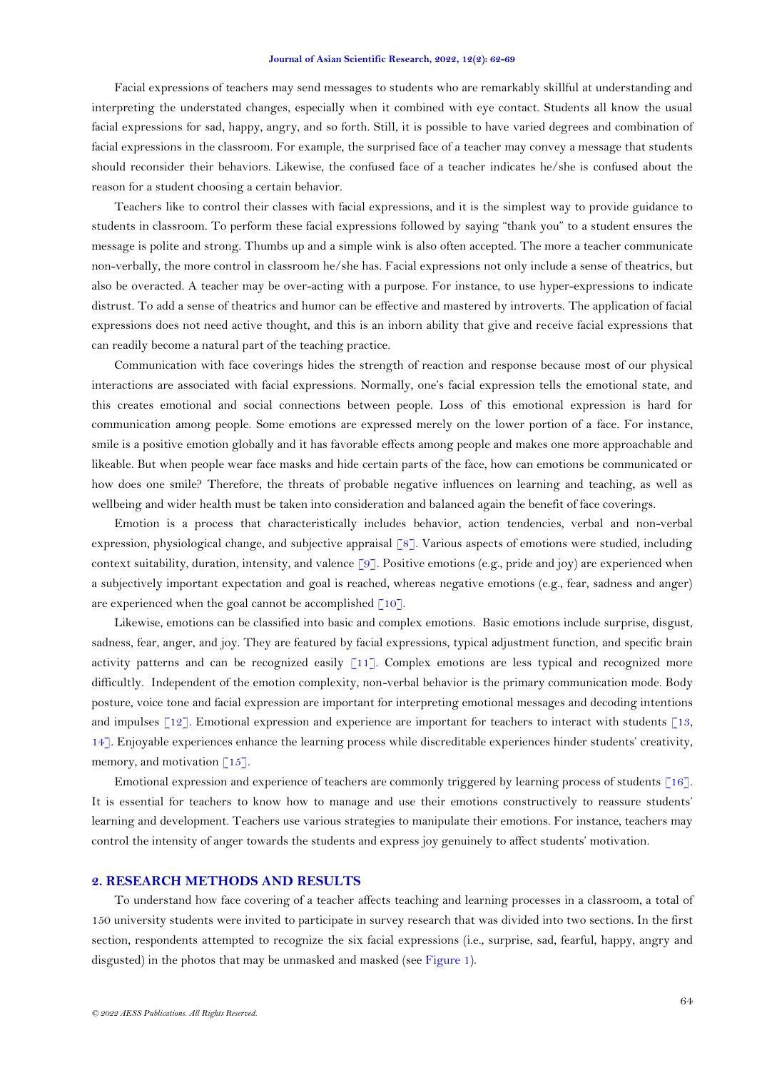Facial expressions of teachers may send messages to students who are remarkably skillful at understanding and interpreting the understated changes, especially when it combined with eye contact. Students all know the usual facial expressions for sad, happy, angry, and so forth. Still, it is possible to have varied degrees and combination of facial expressions in the classroom. For example, the surprised face of a teacher may convey a message that students should reconsider their behaviors. Likewise, the confused face of a teacher indicates he/she is confused about the reason for a student choosing a certain behavior.

Teachers like to control their classes with facial expressions, and it is the simplest way to provide guidance to students in classroom. To perform these facial expressions followed by saying "thank you" to a student ensures the message is polite and strong. Thumbs up and a simple wink is also often accepted. The more a teacher communicate non-verbally, the more control in classroom he/she has. Facial expressions not only include a sense of theatrics, but also be overacted. A teacher may be over-acting with a purpose. For instance, to use hyper-expressions to indicate distrust. To add a sense of theatrics and humor can be effective and mastered by introverts. The application of facial expressions does not need active thought, and this is an inborn ability that give and receive facial expressions that can readily become a natural part of the teaching practice.

Communication with face coverings hides the strength of reaction and response because most of our physical interactions are associated with facial expressions. Normally, one's facial expression tells the emotional state, and this creates emotional and social connections between people. Loss of this emotional expression is hard for communication among people. Some emotions are expressed merely on the lower portion of a face. For instance, smile is a positive emotion globally and it has favorable effects among people and makes one more approachable and likeable. But when people wear face masks and hide certain parts of the face, how can emotions be communicated or how does one smile? Therefore, the threats of probable negative influences on learning and teaching, as well as wellbeing and wider health must be taken into consideration and balanced again the benefit of face coverings.

Emotion is a process that characteristically includes behavior, action tendencies, verbal and non-verbal expression, physiological change, and subjective appraisal [8]. Various aspects of emotions were studied, including context suitability, duration, intensity, and valence [9]. Positive emotions (e.g., pride and joy) are experienced when a subjectively important expectation and goal is reached, whereas negative emotions (e.g., fear, sadness and anger) are experienced when the goal cannot be accomplished [10].

Likewise, emotions can be classified into basic and complex emotions. Basic emotions include surprise, disgust, sadness, fear, anger, and joy. They are featured by facial expressions, typical adjustment function, and specific brain activity patterns and can be recognized easily [11]. Complex emotions are less typical and recognized more difficultly. Independent of the emotion complexity, non-verbal behavior is the primary communication mode. Body posture, voice tone and facial expression are important for interpreting emotional messages and decoding intentions and impulses [12]. Emotional expression and experience are important for teachers to interact with students [13, 14]. Enjoyable experiences enhance the learning process while discreditable experiences hinder students' creativity, memory, and motivation [15].

Emotional expression and experience of teachers are commonly triggered by learning process of students [16]. It is essential for teachers to know how to manage and use their emotions constructively to reassure students' learning and development. Teachers use various strategies to manipulate their emotions. For instance, teachers may control the intensity of anger towards the students and express joy genuinely to affect students' motivation.

## 2. RESEARCH METHODS AND RESULTS

To understand how face covering of a teacher affects teaching and learning processes in a classroom, a total of 150 university students were invited to participate in survey research that was divided into two sections. In the first section, respondents attempted to recognize the six facial expressions (i.e., surprise, sad, fearful, happy, angry and disgusted) in the photos that may be unmasked and masked (see Figure 1).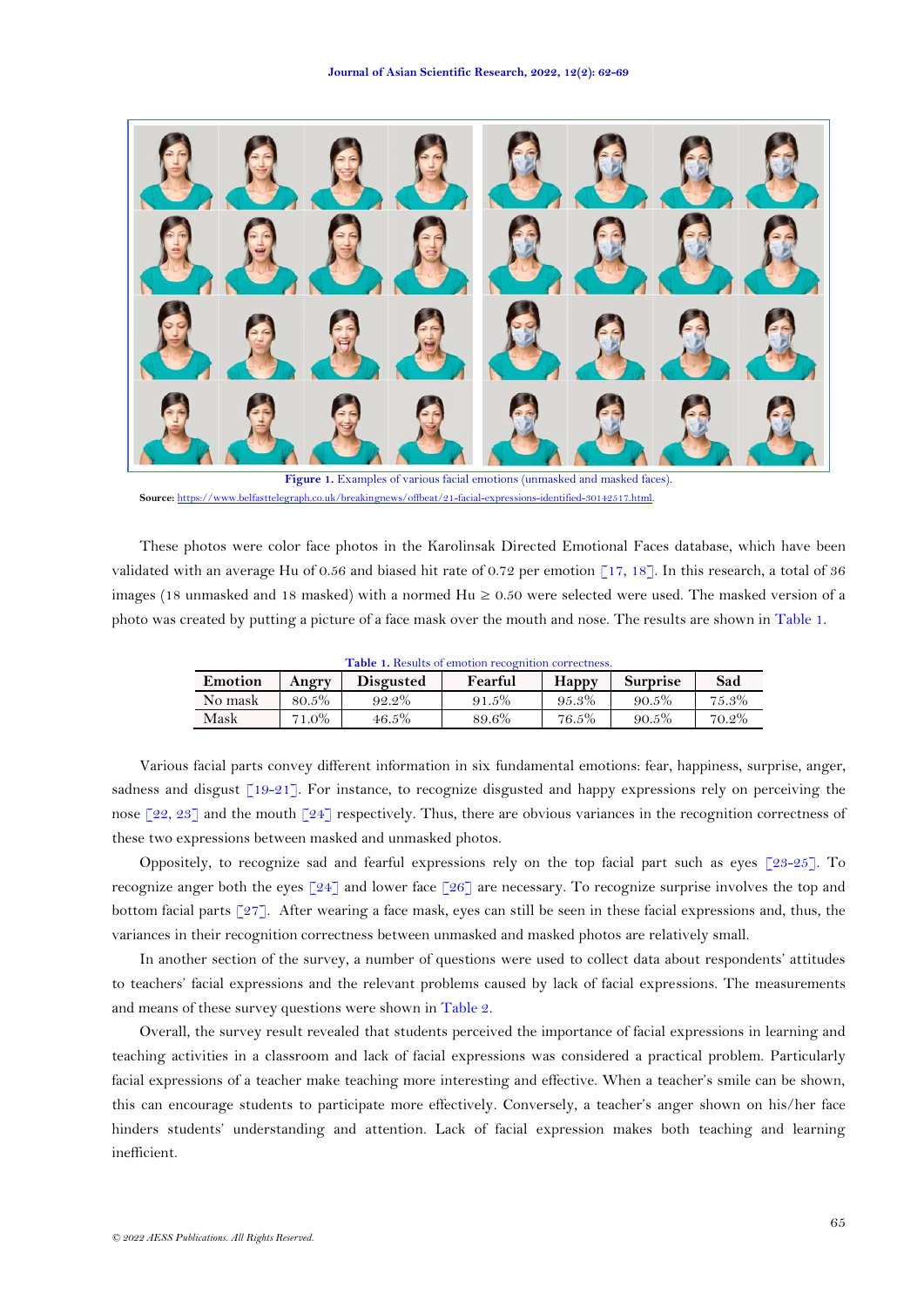Figure 1. Examples of various facial emotions (unmasked and masked faces).

Source: https://www.belfasttelegraph.co.uk/breakingnews/offbeat/21-facial-expressions-identified-30142517.html.

These photos were color face photos in the Karolinsak Directed Emotional Faces database, which have been validated with an average Hu of 0.56 and biased hit rate of 0.72 per emotion [17, 18]. In this research, a total of 36 images (18 unmasked and 18 masked) with a normed Hu ≥ 0.50 were selected were used. The masked version of a photo was created by putting a picture of a face mask over the mouth and nose. The results are shown in Table 1.

Table 1. Results of emotion recognition correctness.

| Emotion | Angry | Disgusted | Fearful | Happy | Surprise | Sad |
|---|---|---|---|---|---|---|
| No mask | 80.5% | 92.2% | 91.5% | 95.3% | 90.5% | 75.3% |
| Mask | 71.0% | 46.5% | 89.6% | 76.5% | 90.5% | 70.2% |

Various facial parts convey different information in six fundamental emotions: fear, happiness, surprise, anger, sadness and disgust [19-21]. For instance, to recognize disgusted and happy expressions rely on perceiving the nose [22, 23] and the mouth [24] respectively. Thus, there are obvious variances in the recognition correctness of these two expressions between masked and unmasked photos.

Oppositely, to recognize sad and fearful expressions rely on the top facial part such as eyes [23-25]. To recognize anger both the eyes [24] and lower face [26] are necessary. To recognize surprise involves the top and bottom facial parts [27]. After wearing a face mask, eyes can still be seen in these facial expressions and, thus, the variances in their recognition correctness between unmasked and masked photos are relatively small.

In another section of the survey, a number of questions were used to collect data about respondents' attitudes to teachers' facial expressions and the relevant problems caused by lack of facial expressions. The measurements and means of these survey questions were shown in Table 2.

Overall, the survey result revealed that students perceived the importance of facial expressions in learning and teaching activities in a classroom and lack of facial expressions was considered a practical problem. Particularly facial expressions of a teacher make teaching more interesting and effective. When a teacher's smile can be shown, this can encourage students to participate more effectively. Conversely, a teacher's anger shown on his/her face hinders students' understanding and attention. Lack of facial expression makes both teaching and learning inefficient.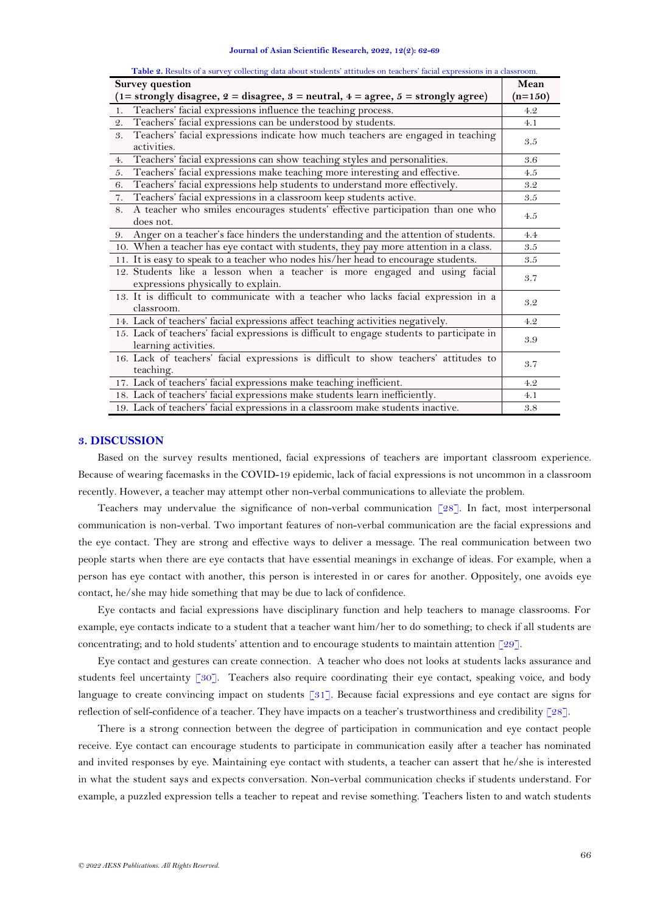**Table 2.** Results of a survey collecting data about students' attitudes on teachers' facial expressions in a classroom.

| Survey question (1= strongly disagree, 2 = disagree, 3 = neutral, 4 = agree, 5 = strongly agree) | Mean (n=150) |
|---|---|
| 1. Teachers' facial expressions influence the teaching process. | 4.2 |
| 2. Teachers' facial expressions can be understood by students. | 4.1 |
| 3. Teachers' facial expressions indicate how much teachers are engaged in teaching activities. | 3.5 |
| 4. Teachers' facial expressions can show teaching styles and personalities. | 3.6 |
| 5. Teachers' facial expressions make teaching more interesting and effective. | 4.5 |
| 6. Teachers' facial expressions help students to understand more effectively. | 3.2 |
| 7. Teachers' facial expressions in a classroom keep students active. | 3.5 |
| 8. A teacher who smiles encourages students' effective participation than one who does not. | 4.5 |
| 9. Anger on a teacher's face hinders the understanding and the attention of students. | 4.4 |
| 10. When a teacher has eye contact with students, they pay more attention in a class. | 3.5 |
| 11. It is easy to speak to a teacher who nodes his/her head to encourage students. | 3.5 |
| 12. Students like a lesson when a teacher is more engaged and using facial expressions physically to explain. | 3.7 |
| 13. It is difficult to communicate with a teacher who lacks facial expression in a classroom. | 3.2 |
| 14. Lack of teachers' facial expressions affect teaching activities negatively. | 4.2 |
| 15. Lack of teachers' facial expressions is difficult to engage students to participate in learning activities. | 3.9 |
| 16. Lack of teachers' facial expressions is difficult to show teachers' attitudes to teaching. | 3.7 |
| 17. Lack of teachers' facial expressions make teaching inefficient. | 4.2 |
| 18. Lack of teachers' facial expressions make students learn inefficiently. | 4.1 |
| 19. Lack of teachers' facial expressions in a classroom make students inactive. | 3.8 |

## 3. DISCUSSION

Based on the survey results mentioned, facial expressions of teachers are important classroom experience. Because of wearing facemasks in the COVID-19 epidemic, lack of facial expressions is not uncommon in a classroom recently. However, a teacher may attempt other non-verbal communications to alleviate the problem.

Teachers may undervalue the significance of non-verbal communication [28]. In fact, most interpersonal communication is non-verbal. Two important features of non-verbal communication are the facial expressions and the eye contact. They are strong and effective ways to deliver a message. The real communication between two people starts when there are eye contacts that have essential meanings in exchange of ideas. For example, when a person has eye contact with another, this person is interested in or cares for another. Oppositely, one avoids eye contact, he/she may hide something that may be due to lack of confidence.

Eye contacts and facial expressions have disciplinary function and help teachers to manage classrooms. For example, eye contacts indicate to a student that a teacher want him/her to do something; to check if all students are concentrating; and to hold students' attention and to encourage students to maintain attention [29].

Eye contact and gestures can create connection. A teacher who does not looks at students lacks assurance and students feel uncertainty [30]. Teachers also require coordinating their eye contact, speaking voice, and body language to create convincing impact on students [31]. Because facial expressions and eye contact are signs for reflection of self-confidence of a teacher. They have impacts on a teacher's trustworthiness and credibility [28].

There is a strong connection between the degree of participation in communication and eye contact people receive. Eye contact can encourage students to participate in communication easily after a teacher has nominated and invited responses by eye. Maintaining eye contact with students, a teacher can assert that he/she is interested in what the student says and expects conversation. Non-verbal communication checks if students understand. For example, a puzzled expression tells a teacher to repeat and revise something. Teachers listen to and watch students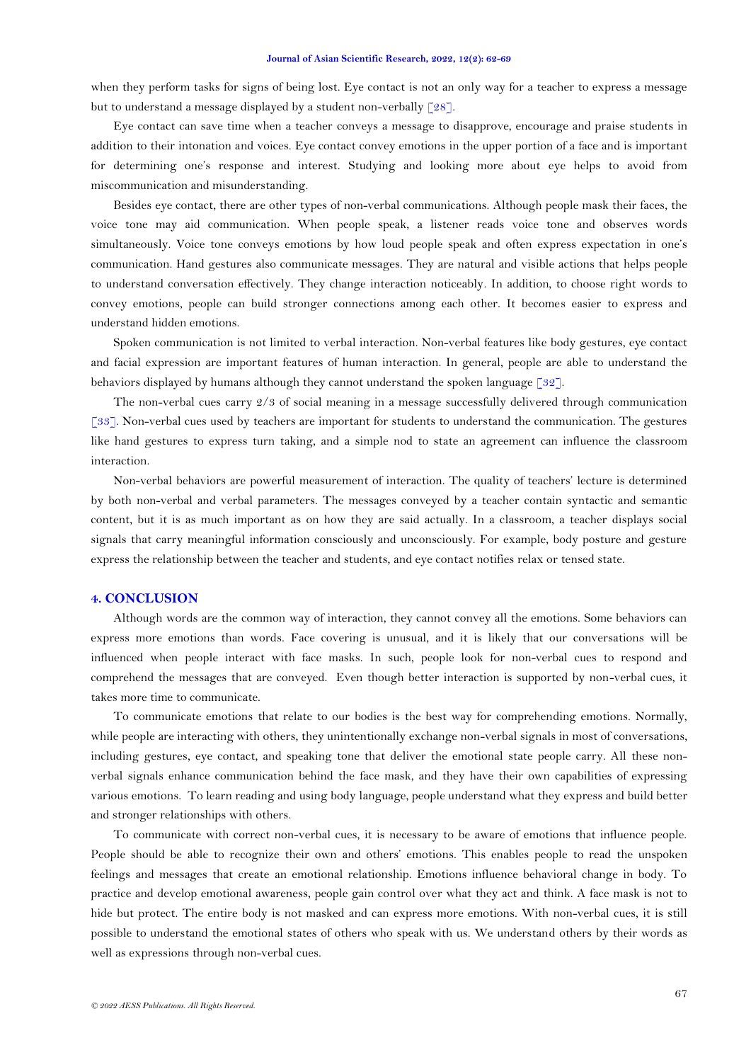when they perform tasks for signs of being lost. Eye contact is not an only way for a teacher to express a message but to understand a message displayed by a student non-verbally [28].

Eye contact can save time when a teacher conveys a message to disapprove, encourage and praise students in addition to their intonation and voices. Eye contact convey emotions in the upper portion of a face and is important for determining one's response and interest. Studying and looking more about eye helps to avoid from miscommunication and misunderstanding.

Besides eye contact, there are other types of non-verbal communications. Although people mask their faces, the voice tone may aid communication. When people speak, a listener reads voice tone and observes words simultaneously. Voice tone conveys emotions by how loud people speak and often express expectation in one's communication. Hand gestures also communicate messages. They are natural and visible actions that helps people to understand conversation effectively. They change interaction noticeably. In addition, to choose right words to convey emotions, people can build stronger connections among each other. It becomes easier to express and understand hidden emotions.

Spoken communication is not limited to verbal interaction. Non-verbal features like body gestures, eye contact and facial expression are important features of human interaction. In general, people are able to understand the behaviors displayed by humans although they cannot understand the spoken language [32].

The non-verbal cues carry 2/3 of social meaning in a message successfully delivered through communication [33]. Non-verbal cues used by teachers are important for students to understand the communication. The gestures like hand gestures to express turn taking, and a simple nod to state an agreement can influence the classroom interaction.

Non-verbal behaviors are powerful measurement of interaction. The quality of teachers' lecture is determined by both non-verbal and verbal parameters. The messages conveyed by a teacher contain syntactic and semantic content, but it is as much important as on how they are said actually. In a classroom, a teacher displays social signals that carry meaningful information consciously and unconsciously. For example, body posture and gesture express the relationship between the teacher and students, and eye contact notifies relax or tensed state.

## 4. CONCLUSION

Although words are the common way of interaction, they cannot convey all the emotions. Some behaviors can express more emotions than words. Face covering is unusual, and it is likely that our conversations will be influenced when people interact with face masks. In such, people look for non-verbal cues to respond and comprehend the messages that are conveyed. Even though better interaction is supported by non-verbal cues, it takes more time to communicate.

To communicate emotions that relate to our bodies is the best way for comprehending emotions. Normally, while people are interacting with others, they unintentionally exchange non-verbal signals in most of conversations, including gestures, eye contact, and speaking tone that deliver the emotional state people carry. All these non-verbal signals enhance communication behind the face mask, and they have their own capabilities of expressing various emotions. To learn reading and using body language, people understand what they express and build better and stronger relationships with others.

To communicate with correct non-verbal cues, it is necessary to be aware of emotions that influence people. People should be able to recognize their own and others' emotions. This enables people to read the unspoken feelings and messages that create an emotional relationship. Emotions influence behavioral change in body. To practice and develop emotional awareness, people gain control over what they act and think. A face mask is not to hide but protect. The entire body is not masked and can express more emotions. With non-verbal cues, it is still possible to understand the emotional states of others who speak with us. We understand others by their words as well as expressions through non-verbal cues.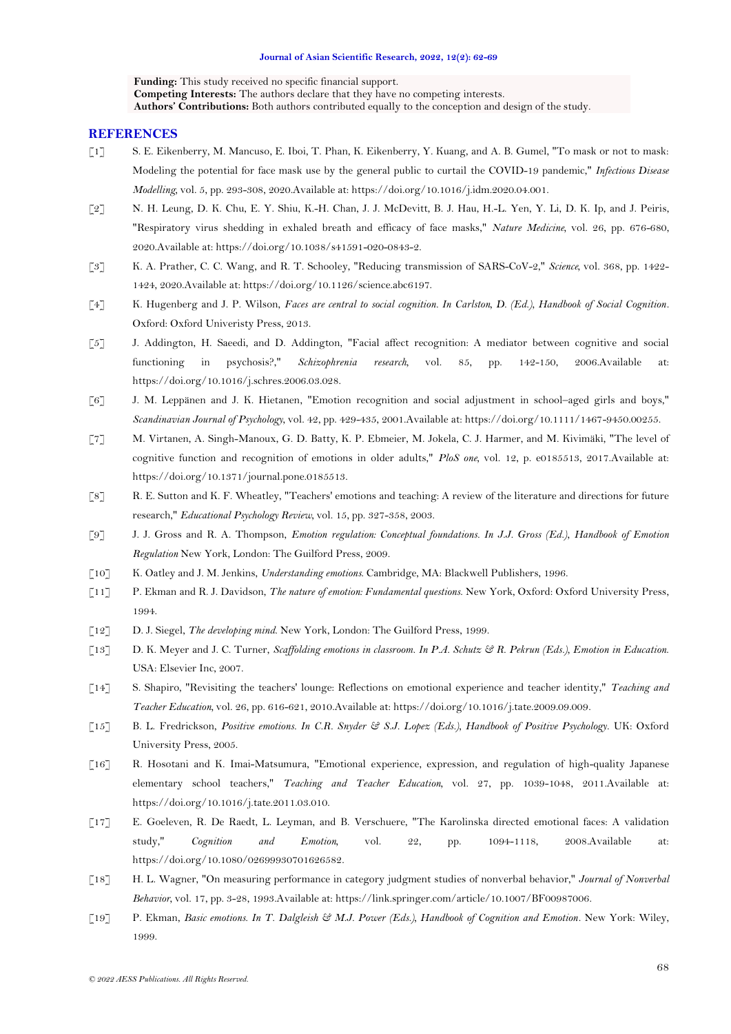**Funding:** This study received no specific financial support.
**Competing Interests:** The authors declare that they have no competing interests.
**Authors' Contributions:** Both authors contributed equally to the conception and design of the study.

## REFERENCES

[1] S. E. Eikenberry, M. Mancuso, E. Iboi, T. Phan, K. Eikenberry, Y. Kuang, and A. B. Gumel, "To mask or not to mask: Modeling the potential for face mask use by the general public to curtail the COVID-19 pandemic," *Infectious Disease Modelling*, vol. 5, pp. 293-308, 2020.Available at: https://doi.org/10.1016/j.idm.2020.04.001.

[2] N. H. Leung, D. K. Chu, E. Y. Shiu, K.-H. Chan, J. J. McDevitt, B. J. Hau, H.-L. Yen, Y. Li, D. K. Ip, and J. Peiris, "Respiratory virus shedding in exhaled breath and efficacy of face masks," *Nature Medicine*, vol. 26, pp. 676-680, 2020.Available at: https://doi.org/10.1038/s41591-020-0843-2.

[3] K. A. Prather, C. C. Wang, and R. T. Schooley, "Reducing transmission of SARS-CoV-2," *Science*, vol. 368, pp. 1422-1424, 2020.Available at: https://doi.org/10.1126/science.abc6197.

[4] K. Hugenberg and J. P. Wilson, *Faces are central to social cognition. In Carlston, D. (Ed.), Handbook of Social Cognition*. Oxford: Oxford Univeristy Press, 2013.

[5] J. Addington, H. Saeedi, and D. Addington, "Facial affect recognition: A mediator between cognitive and social functioning in psychosis?," *Schizophrenia research*, vol. 85, pp. 142-150, 2006.Available at: https://doi.org/10.1016/j.schres.2006.03.028.

[6] J. M. Leppänen and J. K. Hietanen, "Emotion recognition and social adjustment in school–aged girls and boys," *Scandinavian Journal of Psychology*, vol. 42, pp. 429-435, 2001.Available at: https://doi.org/10.1111/1467-9450.00255.

[7] M. Virtanen, A. Singh-Manoux, G. D. Batty, K. P. Ebmeier, M. Jokela, C. J. Harmer, and M. Kivimäki, "The level of cognitive function and recognition of emotions in older adults," *PloS one*, vol. 12, p. e0185513, 2017.Available at: https://doi.org/10.1371/journal.pone.0185513.

[8] R. E. Sutton and K. F. Wheatley, "Teachers' emotions and teaching: A review of the literature and directions for future research," *Educational Psychology Review*, vol. 15, pp. 327-358, 2003.

[9] J. J. Gross and R. A. Thompson, *Emotion regulation: Conceptual foundations. In J.J. Gross (Ed.), Handbook of Emotion Regulation* New York, London: The Guilford Press, 2009.

[10] K. Oatley and J. M. Jenkins, *Understanding emotions*. Cambridge, MA: Blackwell Publishers, 1996.

[11] P. Ekman and R. J. Davidson, *The nature of emotion: Fundamental questions*. New York, Oxford: Oxford University Press, 1994.

[12] D. J. Siegel, *The developing mind*. New York, London: The Guilford Press, 1999.

[13] D. K. Meyer and J. C. Turner, *Scaffolding emotions in classroom. In P.A. Schutz & R. Pekrun (Eds.), Emotion in Education*. USA: Elsevier Inc, 2007.

[14] S. Shapiro, "Revisiting the teachers' lounge: Reflections on emotional experience and teacher identity," *Teaching and Teacher Education*, vol. 26, pp. 616-621, 2010.Available at: https://doi.org/10.1016/j.tate.2009.09.009.

[15] B. L. Fredrickson, *Positive emotions. In C.R. Snyder & S.J. Lopez (Eds.), Handbook of Positive Psychology*. UK: Oxford University Press, 2005.

[16] R. Hosotani and K. Imai-Matsumura, "Emotional experience, expression, and regulation of high-quality Japanese elementary school teachers," *Teaching and Teacher Education*, vol. 27, pp. 1039-1048, 2011.Available at: https://doi.org/10.1016/j.tate.2011.03.010.

[17] E. Goeleven, R. De Raedt, L. Leyman, and B. Verschuere, "The Karolinska directed emotional faces: A validation study," *Cognition and Emotion*, vol. 22, pp. 1094-1118, 2008.Available at: https://doi.org/10.1080/02699930701626582.

[18] H. L. Wagner, "On measuring performance in category judgment studies of nonverbal behavior," *Journal of Nonverbal Behavior*, vol. 17, pp. 3-28, 1993.Available at: https://link.springer.com/article/10.1007/BF00987006.

[19] P. Ekman, *Basic emotions. In T. Dalgleish & M.J. Power (Eds.), Handbook of Cognition and Emotion*. New York: Wiley, 1999.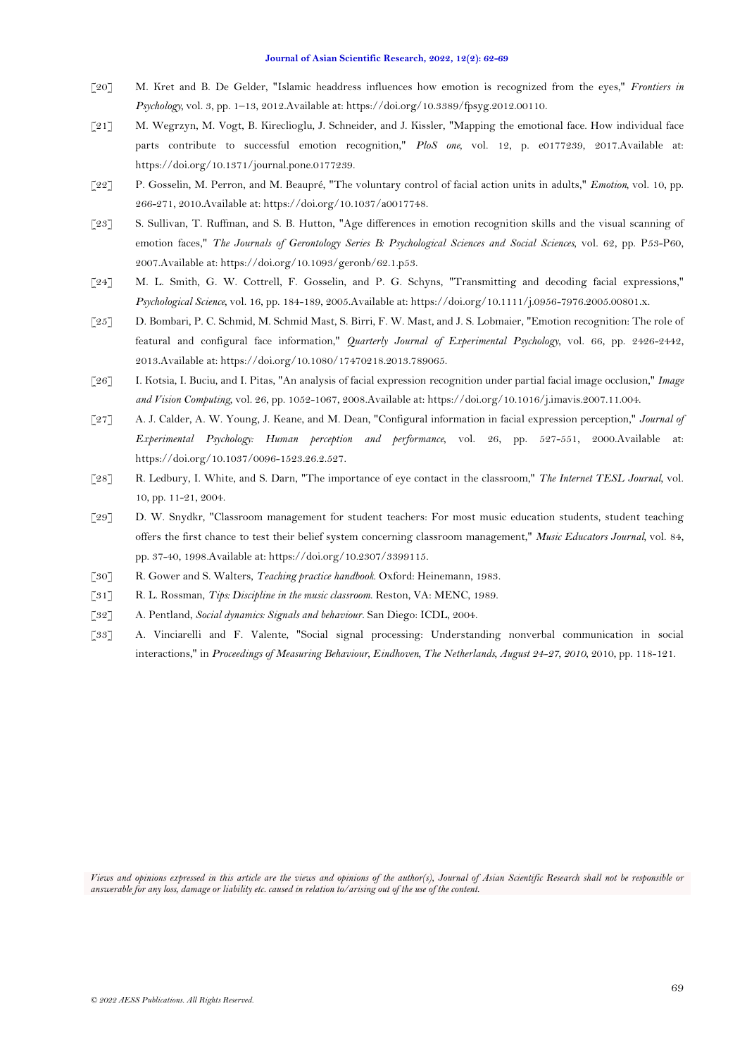[20] M. Kret and B. De Gelder, "Islamic headdress influences how emotion is recognized from the eyes," *Frontiers in Psychology*, vol. 3, pp. 1–13, 2012.Available at: https://doi.org/10.3389/fpsyg.2012.00110.

[21] M. Wegrzyn, M. Vogt, B. Kireclioglu, J. Schneider, and J. Kissler, "Mapping the emotional face. How individual face parts contribute to successful emotion recognition," *PloS one*, vol. 12, p. e0177239, 2017.Available at: https://doi.org/10.1371/journal.pone.0177239.

[22] P. Gosselin, M. Perron, and M. Beaupré, "The voluntary control of facial action units in adults," *Emotion*, vol. 10, pp. 266-271, 2010.Available at: https://doi.org/10.1037/a0017748.

[23] S. Sullivan, T. Ruffman, and S. B. Hutton, "Age differences in emotion recognition skills and the visual scanning of emotion faces," *The Journals of Gerontology Series B: Psychological Sciences and Social Sciences*, vol. 62, pp. P53-P60, 2007.Available at: https://doi.org/10.1093/geronb/62.1.p53.

[24] M. L. Smith, G. W. Cottrell, F. Gosselin, and P. G. Schyns, "Transmitting and decoding facial expressions," *Psychological Science*, vol. 16, pp. 184-189, 2005.Available at: https://doi.org/10.1111/j.0956-7976.2005.00801.x.

[25] D. Bombari, P. C. Schmid, M. Schmid Mast, S. Birri, F. W. Mast, and J. S. Lobmaier, "Emotion recognition: The role of featural and configural face information," *Quarterly Journal of Experimental Psychology*, vol. 66, pp. 2426-2442, 2013.Available at: https://doi.org/10.1080/17470218.2013.789065.

[26] I. Kotsia, I. Buciu, and I. Pitas, "An analysis of facial expression recognition under partial facial image occlusion," *Image and Vision Computing*, vol. 26, pp. 1052-1067, 2008.Available at: https://doi.org/10.1016/j.imavis.2007.11.004.

[27] A. J. Calder, A. W. Young, J. Keane, and M. Dean, "Configural information in facial expression perception," *Journal of Experimental Psychology: Human perception and performance*, vol. 26, pp. 527-551, 2000.Available at: https://doi.org/10.1037/0096-1523.26.2.527.

[28] R. Ledbury, I. White, and S. Darn, "The importance of eye contact in the classroom," *The Internet TESL Journal*, vol. 10, pp. 11-21, 2004.

[29] D. W. Snydkr, "Classroom management for student teachers: For most music education students, student teaching offers the first chance to test their belief system concerning classroom management," *Music Educators Journal*, vol. 84, pp. 37-40, 1998.Available at: https://doi.org/10.2307/3399115.

[30] R. Gower and S. Walters, *Teaching practice handbook*. Oxford: Heinemann, 1983.

[31] R. L. Rossman, *Tips: Discipline in the music classroom*. Reston, VA: MENC, 1989.

[32] A. Pentland, *Social dynamics: Signals and behaviour*. San Diego: ICDL, 2004.

[33] A. Vinciarelli and F. Valente, "Social signal processing: Understanding nonverbal communication in social interactions," in *Proceedings of Measuring Behaviour, Eindhoven, The Netherlands, August 24-27, 2010*, 2010, pp. 118-121.

*Views and opinions expressed in this article are the views and opinions of the author(s), Journal of Asian Scientific Research shall not be responsible or answerable for any loss, damage or liability etc. caused in relation to/arising out of the use of the content.*